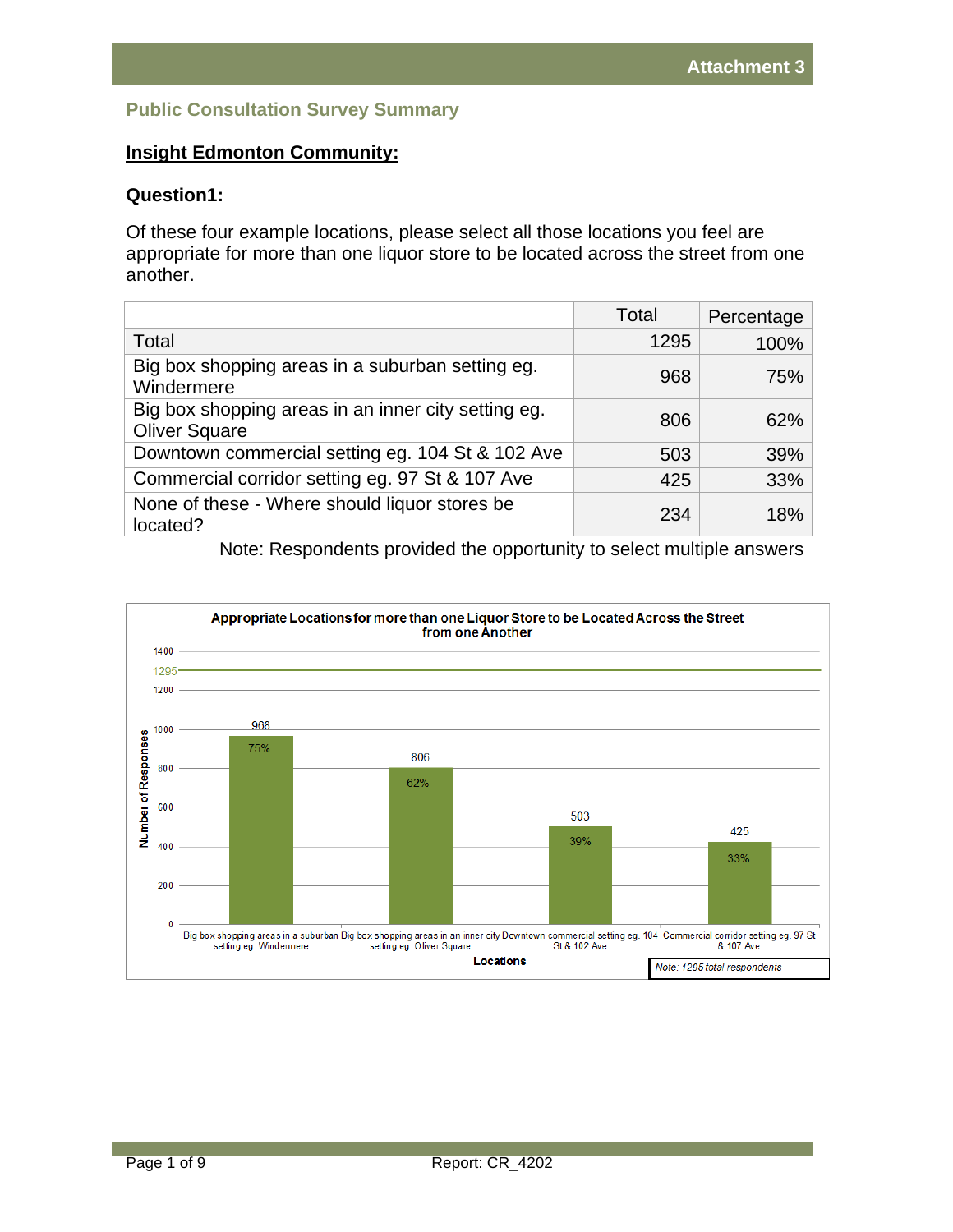Attachment 3

## Public Consultation Survey Summary

### Insight Edmonton Community:

**Question1:**

Of these four example locations, please select all those locations you feel are appropriate for more than one liquor store to be located across the street from one another.

| | Total | Percentage |
|---|---|---|
| Total | 1295 | 100% |
| Big box shopping areas in a suburban setting eg. Windermere | 968 | 75% |
| Big box shopping areas in an inner city setting eg. Oliver Square | 806 | 62% |
| Downtown commercial setting eg. 104 St & 102 Ave | 503 | 39% |
| Commercial corridor setting eg. 97 St & 107 Ave | 425 | 33% |
| None of these - Where should liquor stores be located? | 234 | 18% |

Note: Respondents provided the opportunity to select multiple answers

**Appropriate Locations for more than one Liquor Store to be Located Across the Street from one Another**

| Locations | Number of Responses | Percentage |
|---|---|---|
| Big box shopping areas in a suburban setting eg. Windermere | 968 | 75% |
| Big box shopping areas in an inner city setting eg. Oliver Square | 806 | 62% |
| Downtown commercial setting eg. 104 St & 102 Ave | 503 | 39% |
| Commercial corridor setting eg. 97 St & 107 Ave | 425 | 33% |

*Note: 1295 total respondents*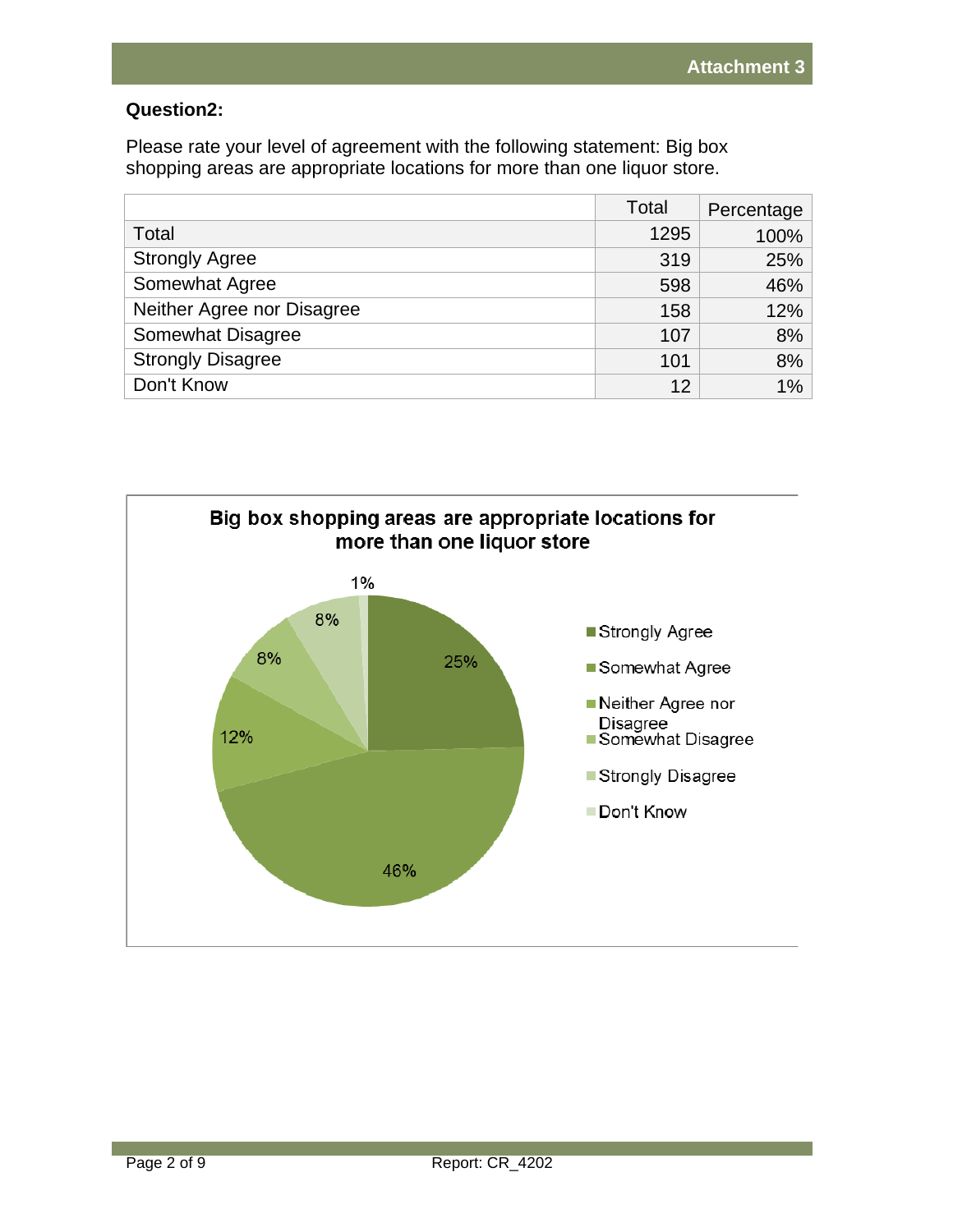**Question2:**

Please rate your level of agreement with the following statement: Big box shopping areas are appropriate locations for more than one liquor store.

| | Total | Percentage |
|---|---|---|
| Total | 1295 | 100% |
| Strongly Agree | 319 | 25% |
| Somewhat Agree | 598 | 46% |
| Neither Agree nor Disagree | 158 | 12% |
| Somewhat Disagree | 107 | 8% |
| Strongly Disagree | 101 | 8% |
| Don't Know | 12 | 1% |

**Big box shopping areas are appropriate locations for more than one liquor store**

- Strongly Agree: 25%
- Somewhat Agree: 46%
- Neither Agree nor Disagree: 12%
- Somewhat Disagree: 8%
- Strongly Disagree: 8%
- Don't Know: 1%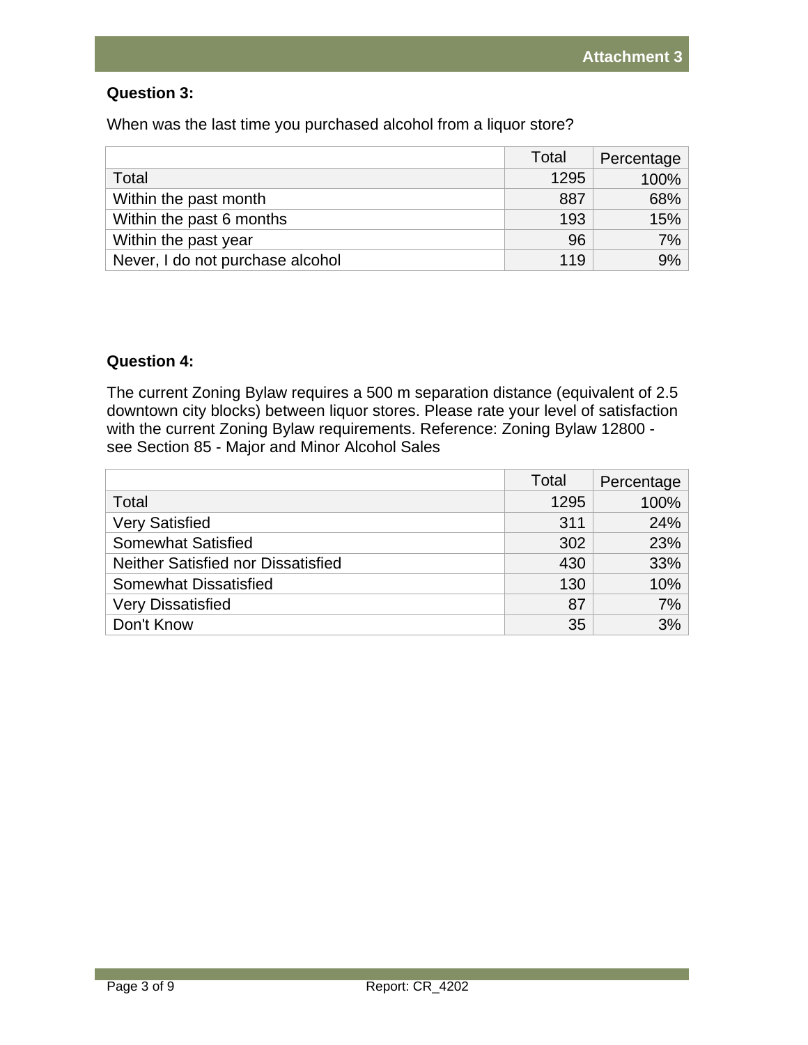**Question 3:**

When was the last time you purchased alcohol from a liquor store?

| | Total | Percentage |
|---|---|---|
| Total | 1295 | 100% |
| Within the past month | 887 | 68% |
| Within the past 6 months | 193 | 15% |
| Within the past year | 96 | 7% |
| Never, I do not purchase alcohol | 119 | 9% |

**Question 4:**

The current Zoning Bylaw requires a 500 m separation distance (equivalent of 2.5 downtown city blocks) between liquor stores. Please rate your level of satisfaction with the current Zoning Bylaw requirements. Reference: Zoning Bylaw 12800 - see Section 85 - Major and Minor Alcohol Sales

| | Total | Percentage |
|---|---|---|
| Total | 1295 | 100% |
| Very Satisfied | 311 | 24% |
| Somewhat Satisfied | 302 | 23% |
| Neither Satisfied nor Dissatisfied | 430 | 33% |
| Somewhat Dissatisfied | 130 | 10% |
| Very Dissatisfied | 87 | 7% |
| Don't Know | 35 | 3% |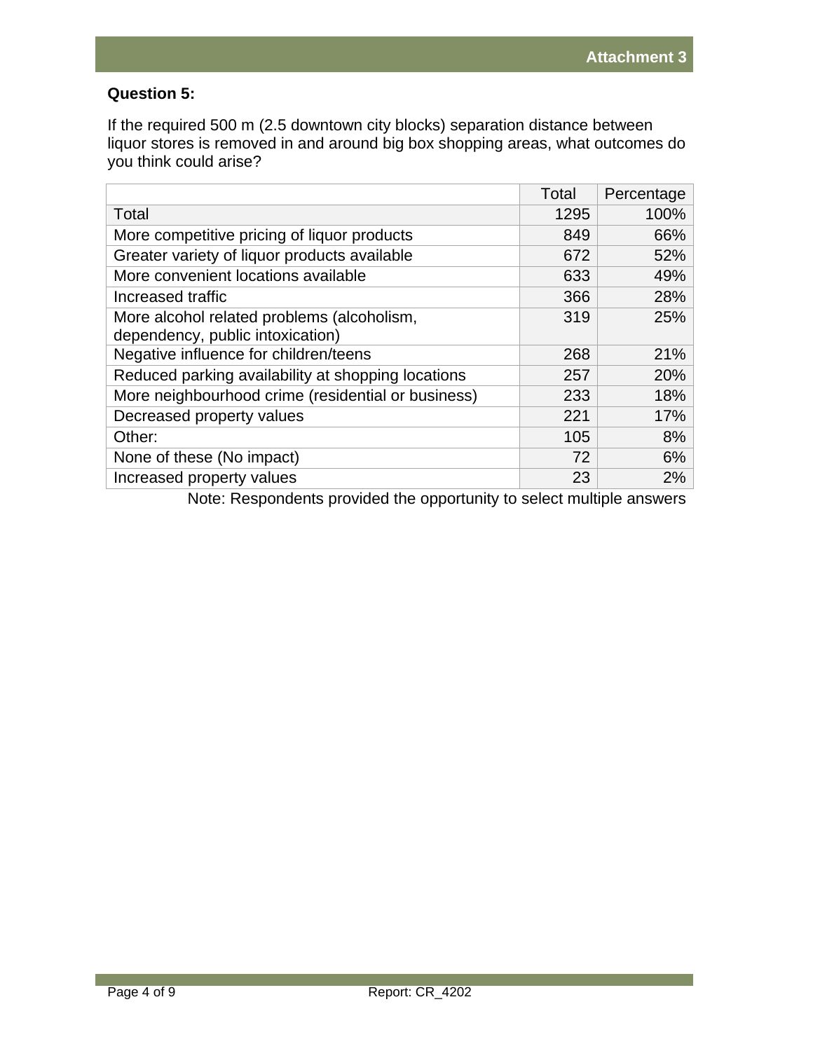**Question 5:**

If the required 500 m (2.5 downtown city blocks) separation distance between liquor stores is removed in and around big box shopping areas, what outcomes do you think could arise?

| | Total | Percentage |
|---|---|---|
| Total | 1295 | 100% |
| More competitive pricing of liquor products | 849 | 66% |
| Greater variety of liquor products available | 672 | 52% |
| More convenient locations available | 633 | 49% |
| Increased traffic | 366 | 28% |
| More alcohol related problems (alcoholism, dependency, public intoxication) | 319 | 25% |
| Negative influence for children/teens | 268 | 21% |
| Reduced parking availability at shopping locations | 257 | 20% |
| More neighbourhood crime (residential or business) | 233 | 18% |
| Decreased property values | 221 | 17% |
| Other: | 105 | 8% |
| None of these (No impact) | 72 | 6% |
| Increased property values | 23 | 2% |

Note: Respondents provided the opportunity to select multiple answers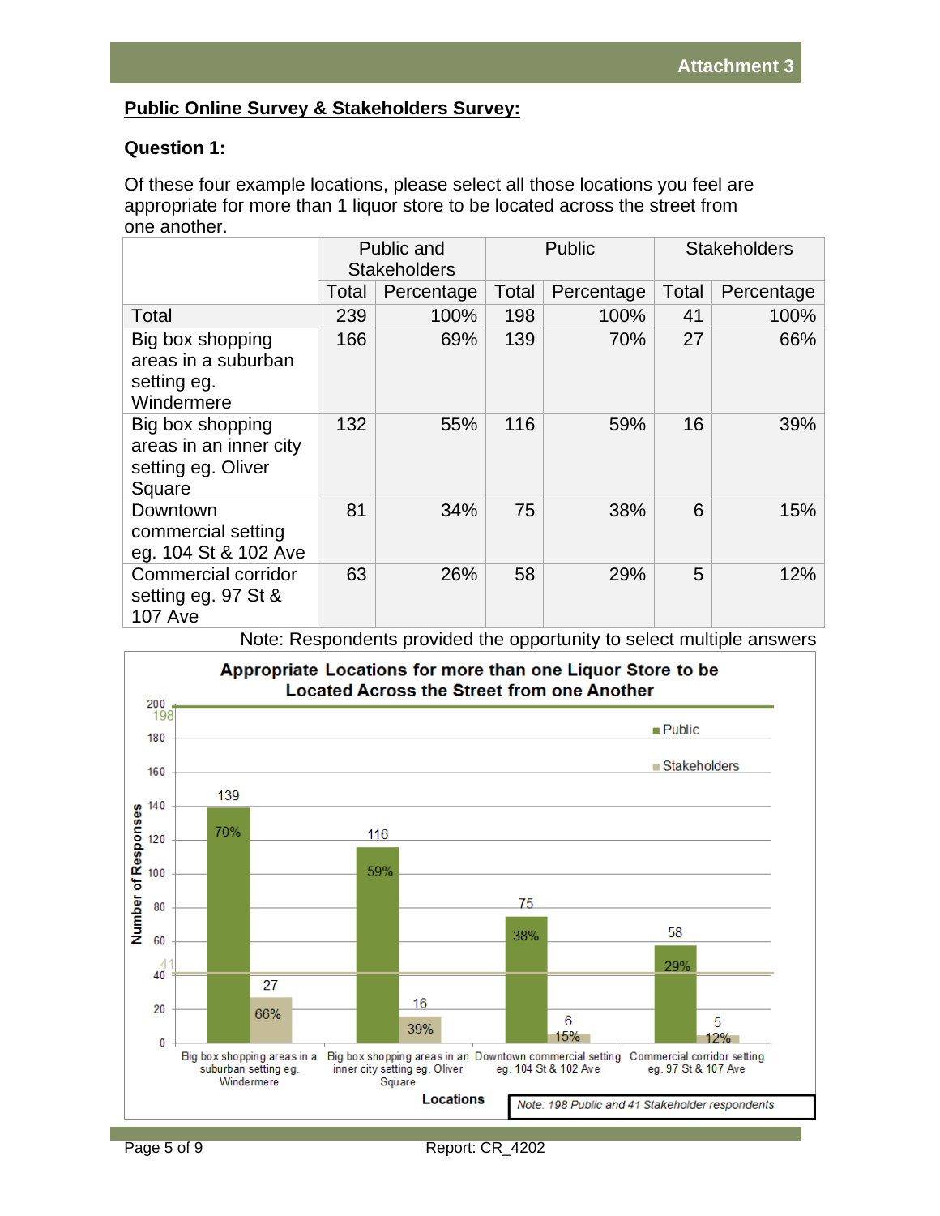## Public Online Survey & Stakeholders Survey:

### Question 1:

Of these four example locations, please select all those locations you feel are appropriate for more than 1 liquor store to be located across the street from one another.

| | Public and Stakeholders | | Public | | Stakeholders | |
|---|---|---|---|---|---|---|
| | Total | Percentage | Total | Percentage | Total | Percentage |
| Total | 239 | 100% | 198 | 100% | 41 | 100% |
| Big box shopping areas in a suburban setting eg. Windermere | 166 | 69% | 139 | 70% | 27 | 66% |
| Big box shopping areas in an inner city setting eg. Oliver Square | 132 | 55% | 116 | 59% | 16 | 39% |
| Downtown commercial setting eg. 104 St & 102 Ave | 81 | 34% | 75 | 38% | 6 | 15% |
| Commercial corridor setting eg. 97 St & 107 Ave | 63 | 26% | 58 | 29% | 5 | 12% |

Note: Respondents provided the opportunity to select multiple answers

**Appropriate Locations for more than one Liquor Store to be Located Across the Street from one Another**

| Locations | Public | Stakeholders |
|---|---|---|
| Big box shopping areas in a suburban setting eg. Windermere | 139 (70%) | 27 (66%) |
| Big box shopping areas in an inner city setting eg. Oliver Square | 116 (59%) | 16 (39%) |
| Downtown commercial setting eg. 104 St & 102 Ave | 75 (38%) | 6 (15%) |
| Commercial corridor setting eg. 97 St & 107 Ave | 58 (29%) | 5 (12%) |

*Note: 198 Public and 41 Stakeholder respondents*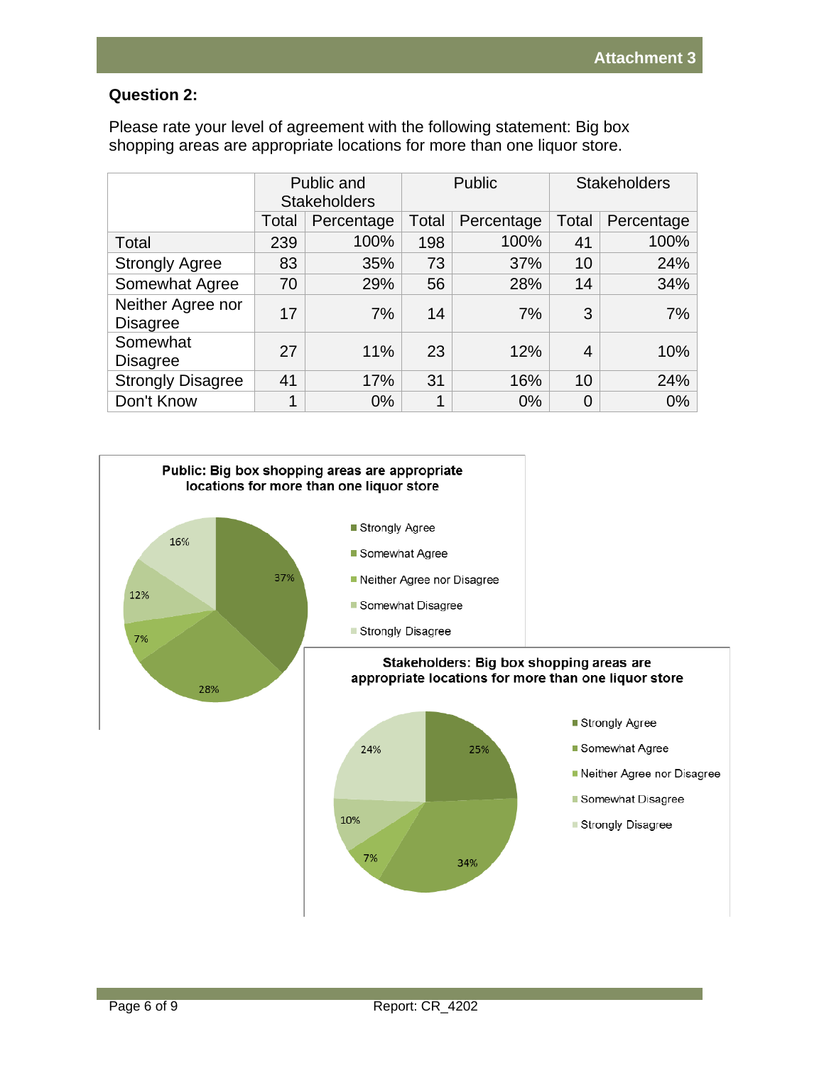**Question 2:**

Please rate your level of agreement with the following statement: Big box shopping areas are appropriate locations for more than one liquor store.

| | Public and Stakeholders | | Public | | Stakeholders | |
|---|---|---|---|---|---|---|
| | Total | Percentage | Total | Percentage | Total | Percentage |
| Total | 239 | 100% | 198 | 100% | 41 | 100% |
| Strongly Agree | 83 | 35% | 73 | 37% | 10 | 24% |
| Somewhat Agree | 70 | 29% | 56 | 28% | 14 | 34% |
| Neither Agree nor Disagree | 17 | 7% | 14 | 7% | 3 | 7% |
| Somewhat Disagree | 27 | 11% | 23 | 12% | 4 | 10% |
| Strongly Disagree | 41 | 17% | 31 | 16% | 10 | 24% |
| Don't Know | 1 | 0% | 1 | 0% | 0 | 0% |

**Public: Big box shopping areas are appropriate locations for more than one liquor store**

- Strongly Agree: 37%
- Somewhat Agree: 28%
- Neither Agree nor Disagree: 7%
- Somewhat Disagree: 12%
- Strongly Disagree: 16%

**Stakeholders: Big box shopping areas are appropriate locations for more than one liquor store**

- Strongly Agree: 25%
- Somewhat Agree: 34%
- Neither Agree nor Disagree: 7%
- Somewhat Disagree: 10%
- Strongly Disagree: 24%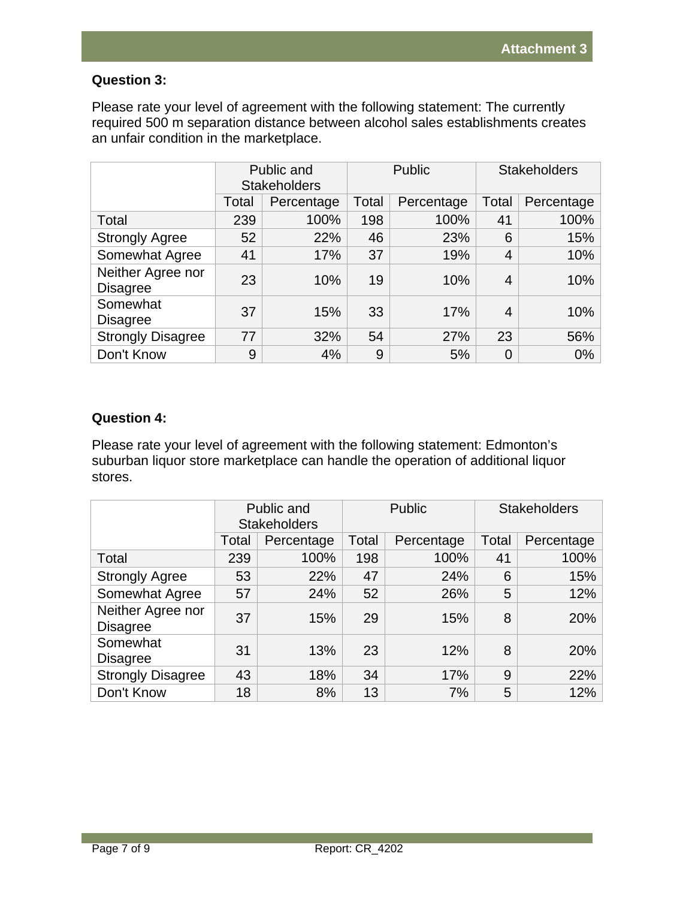**Question 3:**

Please rate your level of agreement with the following statement: The currently required 500 m separation distance between alcohol sales establishments creates an unfair condition in the marketplace.

| | Public and Stakeholders | | Public | | Stakeholders | |
|---|---|---|---|---|---|---|
| | Total | Percentage | Total | Percentage | Total | Percentage |
| Total | 239 | 100% | 198 | 100% | 41 | 100% |
| Strongly Agree | 52 | 22% | 46 | 23% | 6 | 15% |
| Somewhat Agree | 41 | 17% | 37 | 19% | 4 | 10% |
| Neither Agree nor Disagree | 23 | 10% | 19 | 10% | 4 | 10% |
| Somewhat Disagree | 37 | 15% | 33 | 17% | 4 | 10% |
| Strongly Disagree | 77 | 32% | 54 | 27% | 23 | 56% |
| Don't Know | 9 | 4% | 9 | 5% | 0 | 0% |

**Question 4:**

Please rate your level of agreement with the following statement: Edmonton's suburban liquor store marketplace can handle the operation of additional liquor stores.

| | Public and Stakeholders | | Public | | Stakeholders | |
|---|---|---|---|---|---|---|
| | Total | Percentage | Total | Percentage | Total | Percentage |
| Total | 239 | 100% | 198 | 100% | 41 | 100% |
| Strongly Agree | 53 | 22% | 47 | 24% | 6 | 15% |
| Somewhat Agree | 57 | 24% | 52 | 26% | 5 | 12% |
| Neither Agree nor Disagree | 37 | 15% | 29 | 15% | 8 | 20% |
| Somewhat Disagree | 31 | 13% | 23 | 12% | 8 | 20% |
| Strongly Disagree | 43 | 18% | 34 | 17% | 9 | 22% |
| Don't Know | 18 | 8% | 13 | 7% | 5 | 12% |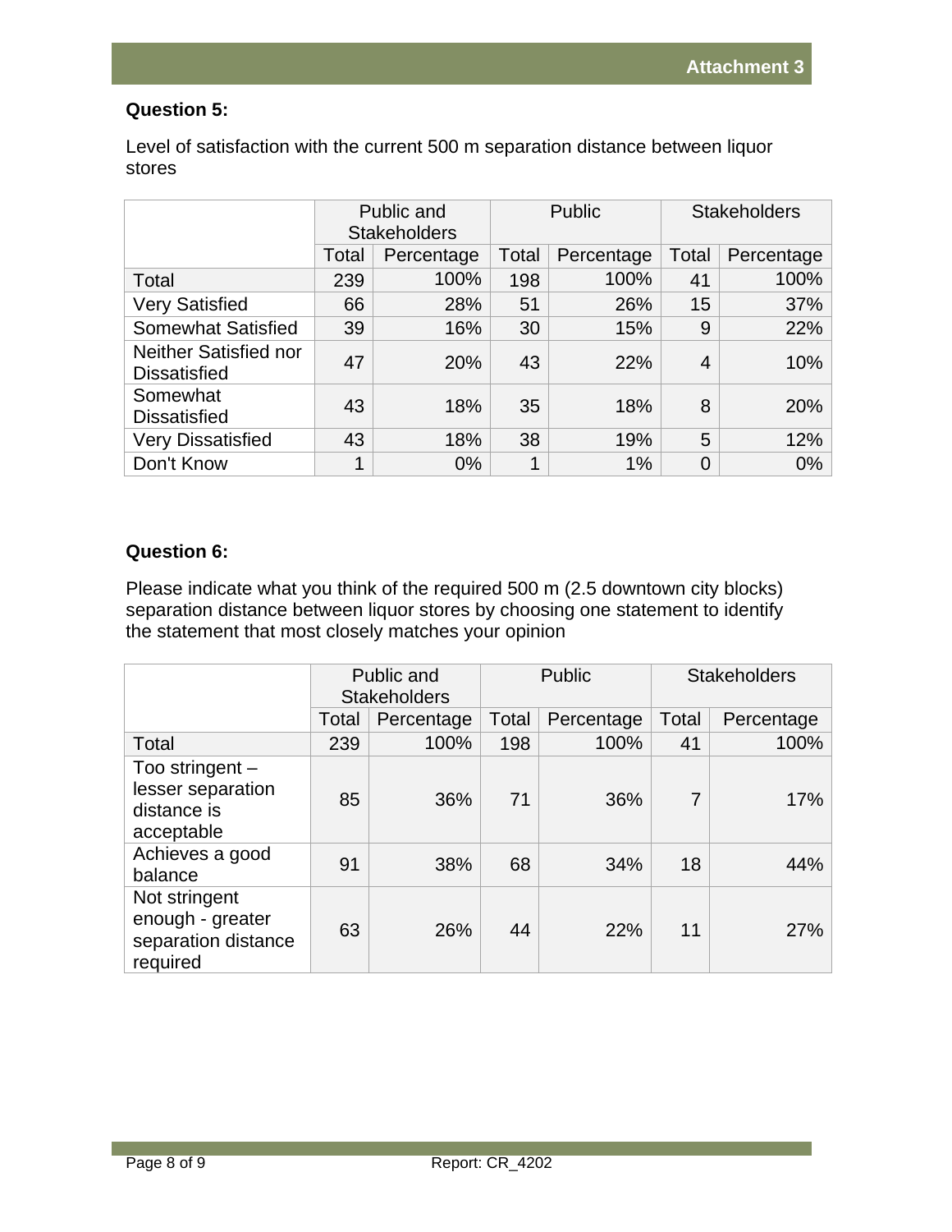**Question 5:**

Level of satisfaction with the current 500 m separation distance between liquor stores

| | Public and Stakeholders | | Public | | Stakeholders | |
|---|---|---|---|---|---|---|
| | Total | Percentage | Total | Percentage | Total | Percentage |
| Total | 239 | 100% | 198 | 100% | 41 | 100% |
| Very Satisfied | 66 | 28% | 51 | 26% | 15 | 37% |
| Somewhat Satisfied | 39 | 16% | 30 | 15% | 9 | 22% |
| Neither Satisfied nor Dissatisfied | 47 | 20% | 43 | 22% | 4 | 10% |
| Somewhat Dissatisfied | 43 | 18% | 35 | 18% | 8 | 20% |
| Very Dissatisfied | 43 | 18% | 38 | 19% | 5 | 12% |
| Don't Know | 1 | 0% | 1 | 1% | 0 | 0% |

**Question 6:**

Please indicate what you think of the required 500 m (2.5 downtown city blocks) separation distance between liquor stores by choosing one statement to identify the statement that most closely matches your opinion

| | Public and Stakeholders | | Public | | Stakeholders | |
|---|---|---|---|---|---|---|
| | Total | Percentage | Total | Percentage | Total | Percentage |
| Total | 239 | 100% | 198 | 100% | 41 | 100% |
| Too stringent – lesser separation distance is acceptable | 85 | 36% | 71 | 36% | 7 | 17% |
| Achieves a good balance | 91 | 38% | 68 | 34% | 18 | 44% |
| Not stringent enough - greater separation distance required | 63 | 26% | 44 | 22% | 11 | 27% |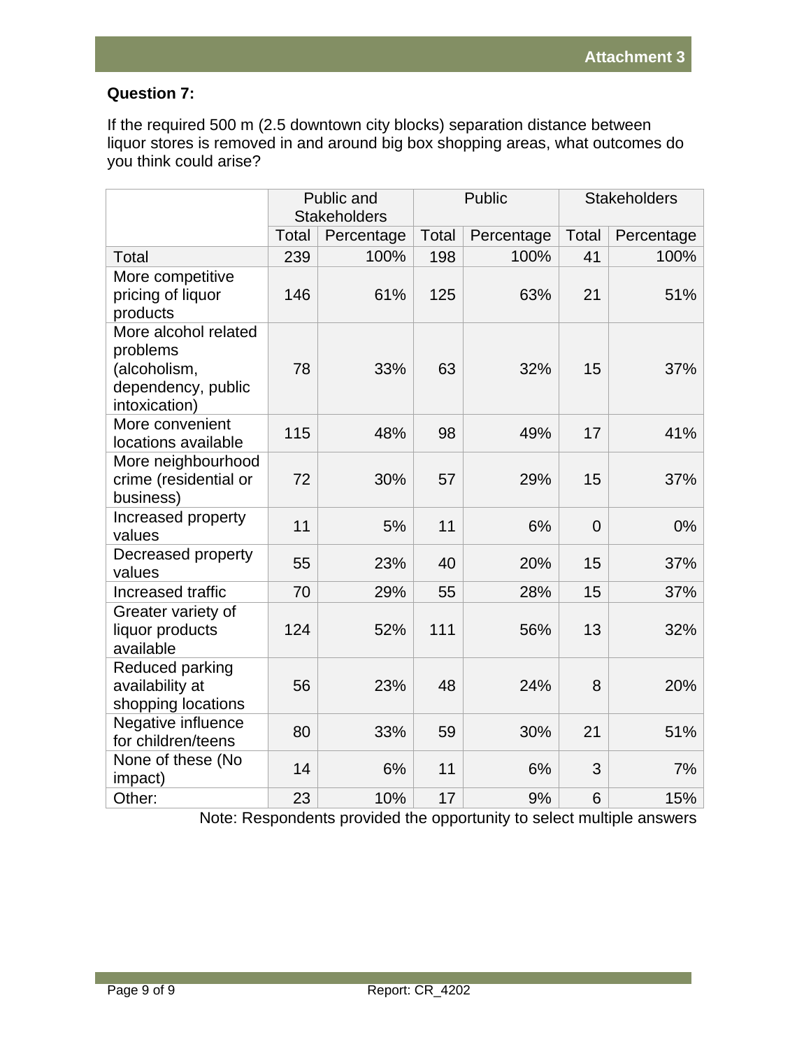**Question 7:**

If the required 500 m (2.5 downtown city blocks) separation distance between liquor stores is removed in and around big box shopping areas, what outcomes do you think could arise?

| | Public and Stakeholders | | Public | | Stakeholders | |
|---|---|---|---|---|---|---|
| | Total | Percentage | Total | Percentage | Total | Percentage |
| Total | 239 | 100% | 198 | 100% | 41 | 100% |
| More competitive pricing of liquor products | 146 | 61% | 125 | 63% | 21 | 51% |
| More alcohol related problems (alcoholism, dependency, public intoxication) | 78 | 33% | 63 | 32% | 15 | 37% |
| More convenient locations available | 115 | 48% | 98 | 49% | 17 | 41% |
| More neighbourhood crime (residential or business) | 72 | 30% | 57 | 29% | 15 | 37% |
| Increased property values | 11 | 5% | 11 | 6% | 0 | 0% |
| Decreased property values | 55 | 23% | 40 | 20% | 15 | 37% |
| Increased traffic | 70 | 29% | 55 | 28% | 15 | 37% |
| Greater variety of liquor products available | 124 | 52% | 111 | 56% | 13 | 32% |
| Reduced parking availability at shopping locations | 56 | 23% | 48 | 24% | 8 | 20% |
| Negative influence for children/teens | 80 | 33% | 59 | 30% | 21 | 51% |
| None of these (No impact) | 14 | 6% | 11 | 6% | 3 | 7% |
| Other: | 23 | 10% | 17 | 9% | 6 | 15% |

Note: Respondents provided the opportunity to select multiple answers